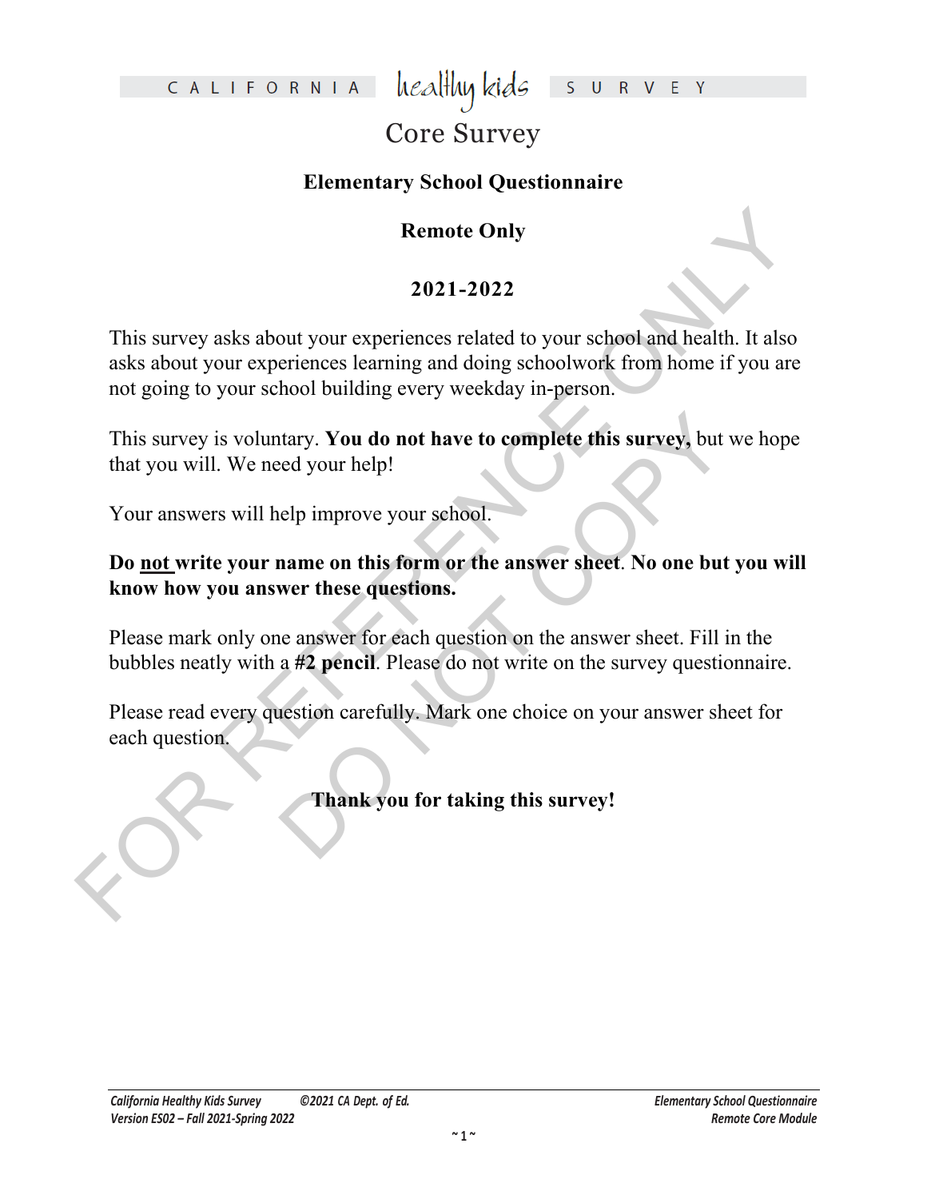CALIFORNIA healthy kids SURVEY

# Core Survey

## Elementary School Questionnaire

### Remote Only

### 2021-2022

This survey asks about your experiences related to your school and health. It also asks about your experiences learning and doing schoolwork from home if you are not going to your school building every weekday in-person.

This survey is voluntary. **You do not have to complete this survey,** but we hope that you will. We need your help!

Your answers will help improve your school.

**Do not write your name on this form or the answer sheet. No one but you will know how you answer these questions.**

Please mark only one answer for each question on the answer sheet. Fill in the bubbles neatly with a **#2 pencil**. Please do not write on the survey questionnaire.

Please read every question carefully. Mark one choice on your answer sheet for each question.

**Thank you for taking this survey!**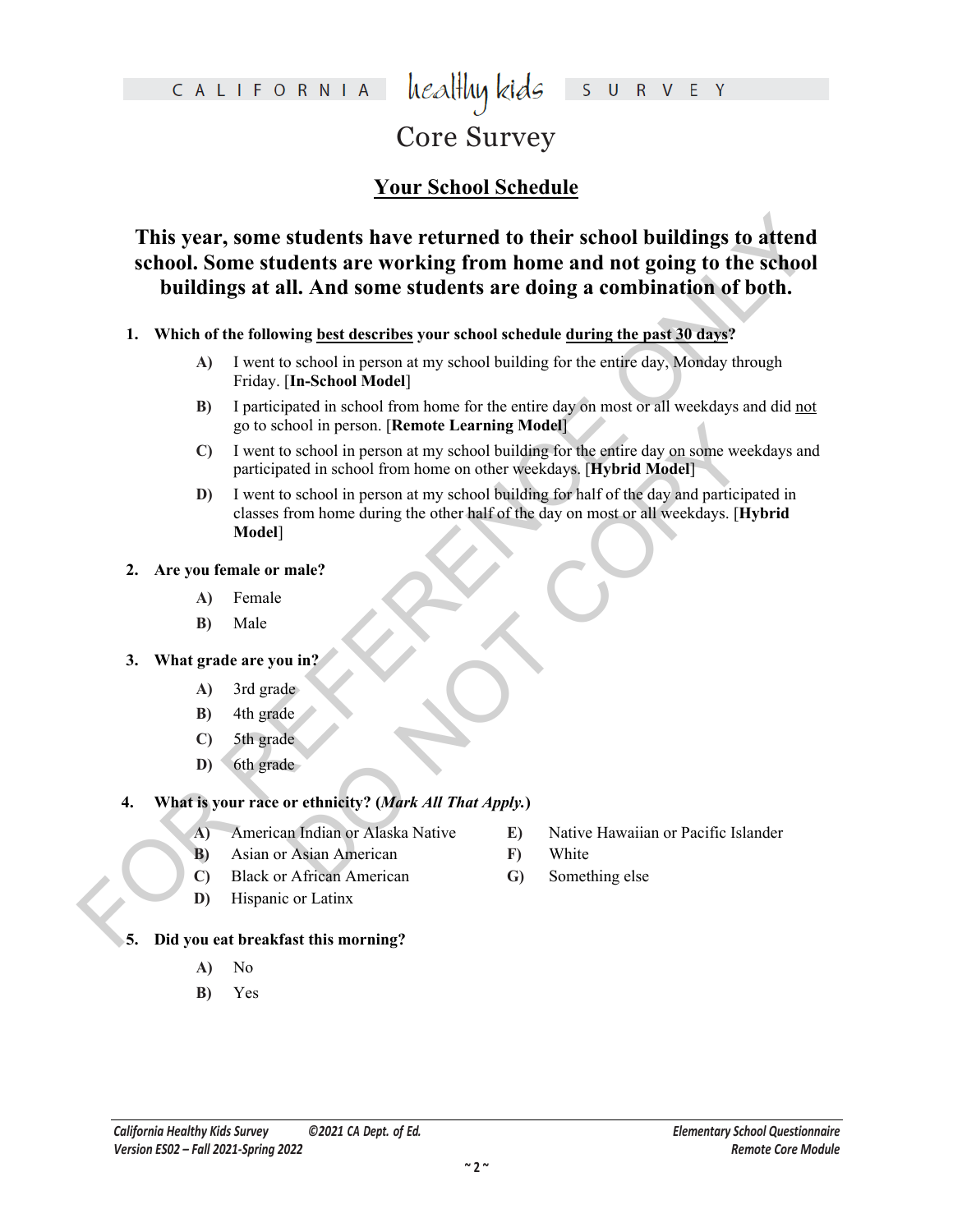# Core Survey

## Your School Schedule

**This year, some students have returned to their school buildings to attend school. Some students are working from home and not going to the school buildings at all. And some students are doing a combination of both.**

1. **Which of the following best describes your school schedule during the past 30 days?**
   - **A)** I went to school in person at my school building for the entire day, Monday through Friday. [**In-School Model**]
   - **B)** I participated in school from home for the entire day on most or all weekdays and did not go to school in person. [**Remote Learning Model**]
   - **C)** I went to school in person at my school building for the entire day on some weekdays and participated in school from home on other weekdays. [**Hybrid Model**]
   - **D)** I went to school in person at my school building for half of the day and participated in classes from home during the other half of the day on most or all weekdays. [**Hybrid Model**]

2. **Are you female or male?**
   - **A)** Female
   - **B)** Male

3. **What grade are you in?**
   - **A)** 3rd grade
   - **B)** 4th grade
   - **C)** 5th grade
   - **D)** 6th grade

4. **What is your race or ethnicity? (*Mark All That Apply.*)**
   - **A)** American Indian or Alaska Native
   - **B)** Asian or Asian American
   - **C)** Black or African American
   - **D)** Hispanic or Latinx
   - **E)** Native Hawaiian or Pacific Islander
   - **F)** White
   - **G)** Something else

5. **Did you eat breakfast this morning?**
   - **A)** No
   - **B)** Yes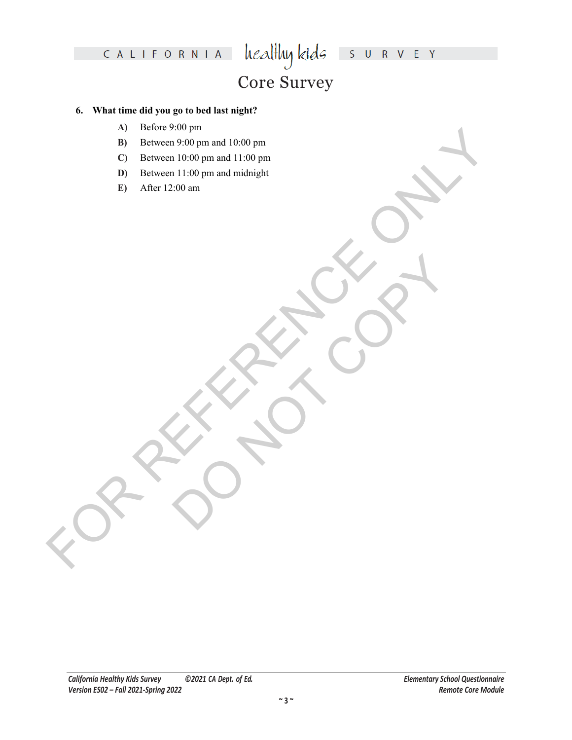**6. What time did you go to bed last night?**

- **A)** Before 9:00 pm
- **B)** Between 9:00 pm and 10:00 pm
- **C)** Between 10:00 pm and 11:00 pm
- **D)** Between 11:00 pm and midnight
- **E)** After 12:00 am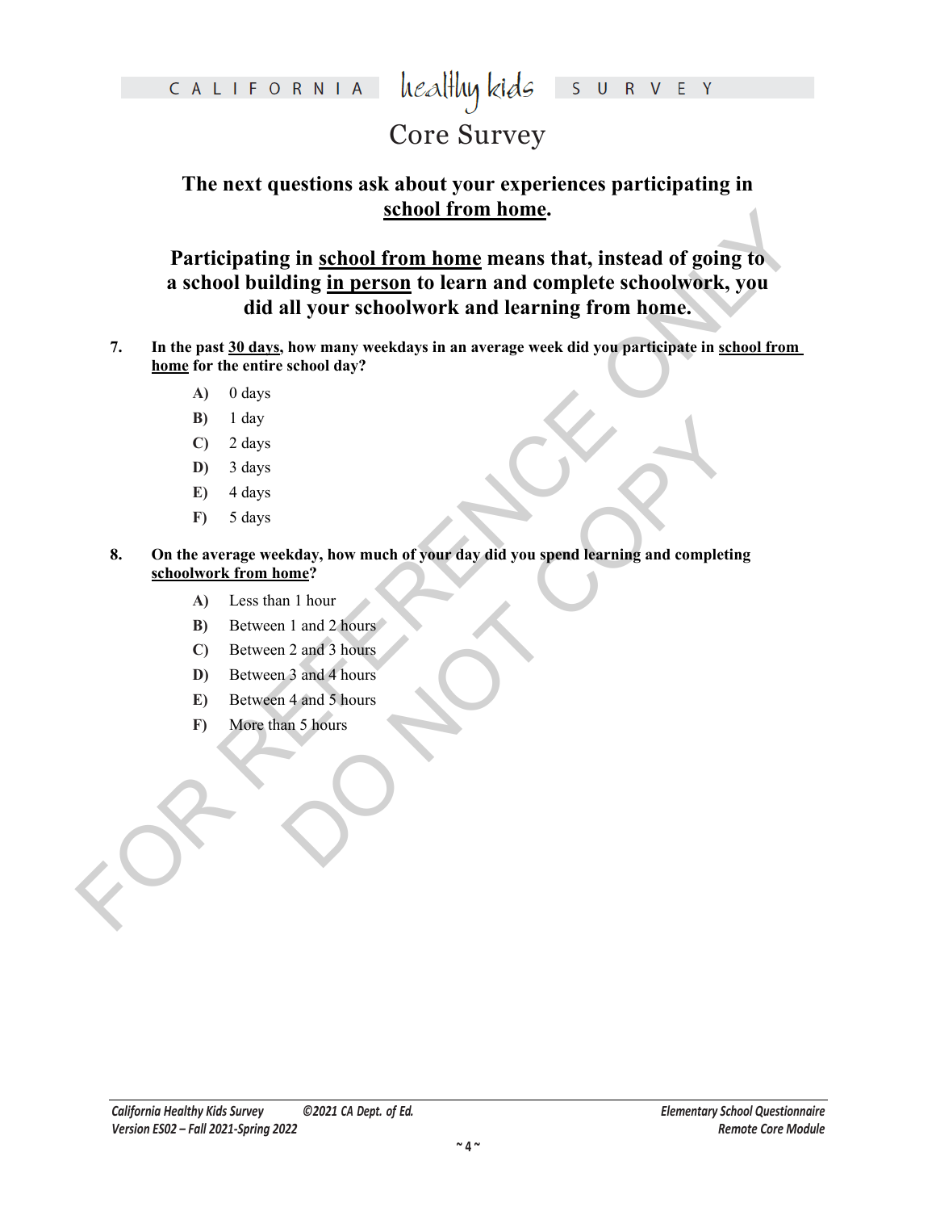# Core Survey

### The next questions ask about your experiences participating in school from home.

### Participating in school from home means that, instead of going to a school building in person to learn and complete schoolwork, you did all your schoolwork and learning from home.

**7. In the past 30 days, how many weekdays in an average week did you participate in school from home for the entire school day?**

- **A)** 0 days
- **B)** 1 day
- **C)** 2 days
- **D)** 3 days
- **E)** 4 days
- **F)** 5 days

**8. On the average weekday, how much of your day did you spend learning and completing schoolwork from home?**

- **A)** Less than 1 hour
- **B)** Between 1 and 2 hours
- **C)** Between 2 and 3 hours
- **D)** Between 3 and 4 hours
- **E)** Between 4 and 5 hours
- **F)** More than 5 hours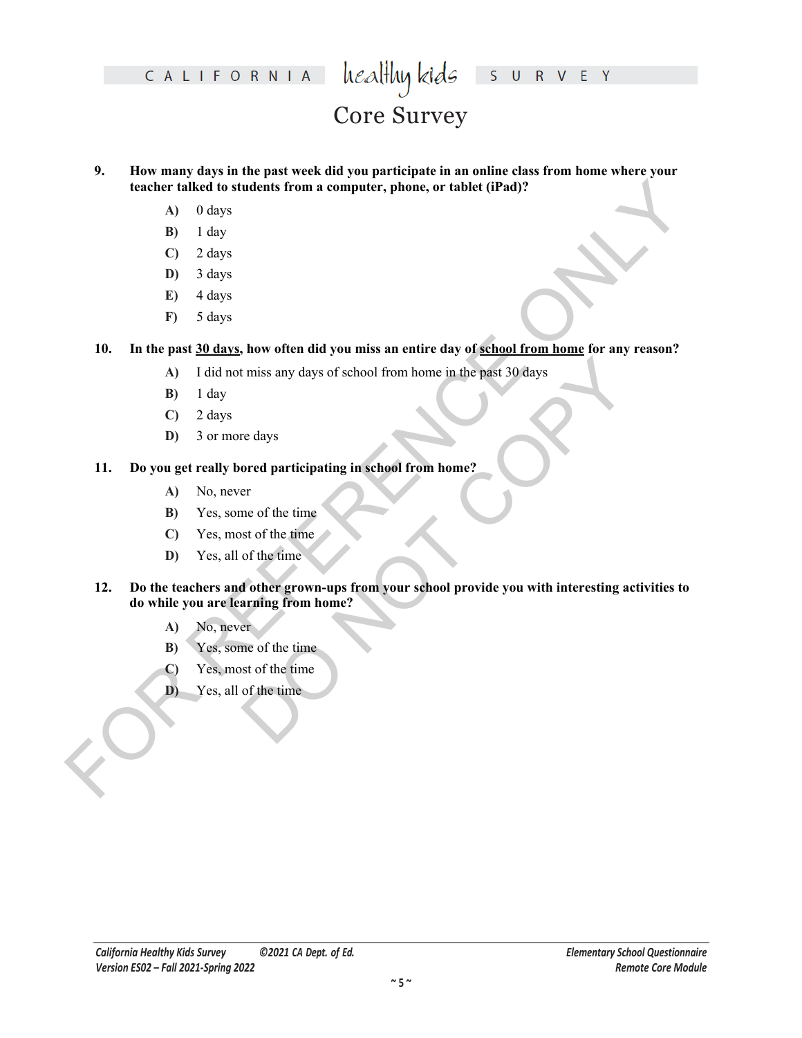**9. How many days in the past week did you participate in an online class from home where your teacher talked to students from a computer, phone, or tablet (iPad)?**

- **A)** 0 days
- **B)** 1 day
- **C)** 2 days
- **D)** 3 days
- **E)** 4 days
- **F)** 5 days

**10. In the past 30 days, how often did you miss an entire day of school from home for any reason?**

- **A)** I did not miss any days of school from home in the past 30 days
- **B)** 1 day
- **C)** 2 days
- **D)** 3 or more days

**11. Do you get really bored participating in school from home?**

- **A)** No, never
- **B)** Yes, some of the time
- **C)** Yes, most of the time
- **D)** Yes, all of the time

**12. Do the teachers and other grown-ups from your school provide you with interesting activities to do while you are learning from home?**

- **A)** No, never
- **B)** Yes, some of the time
- **C)** Yes, most of the time
- **D)** Yes, all of the time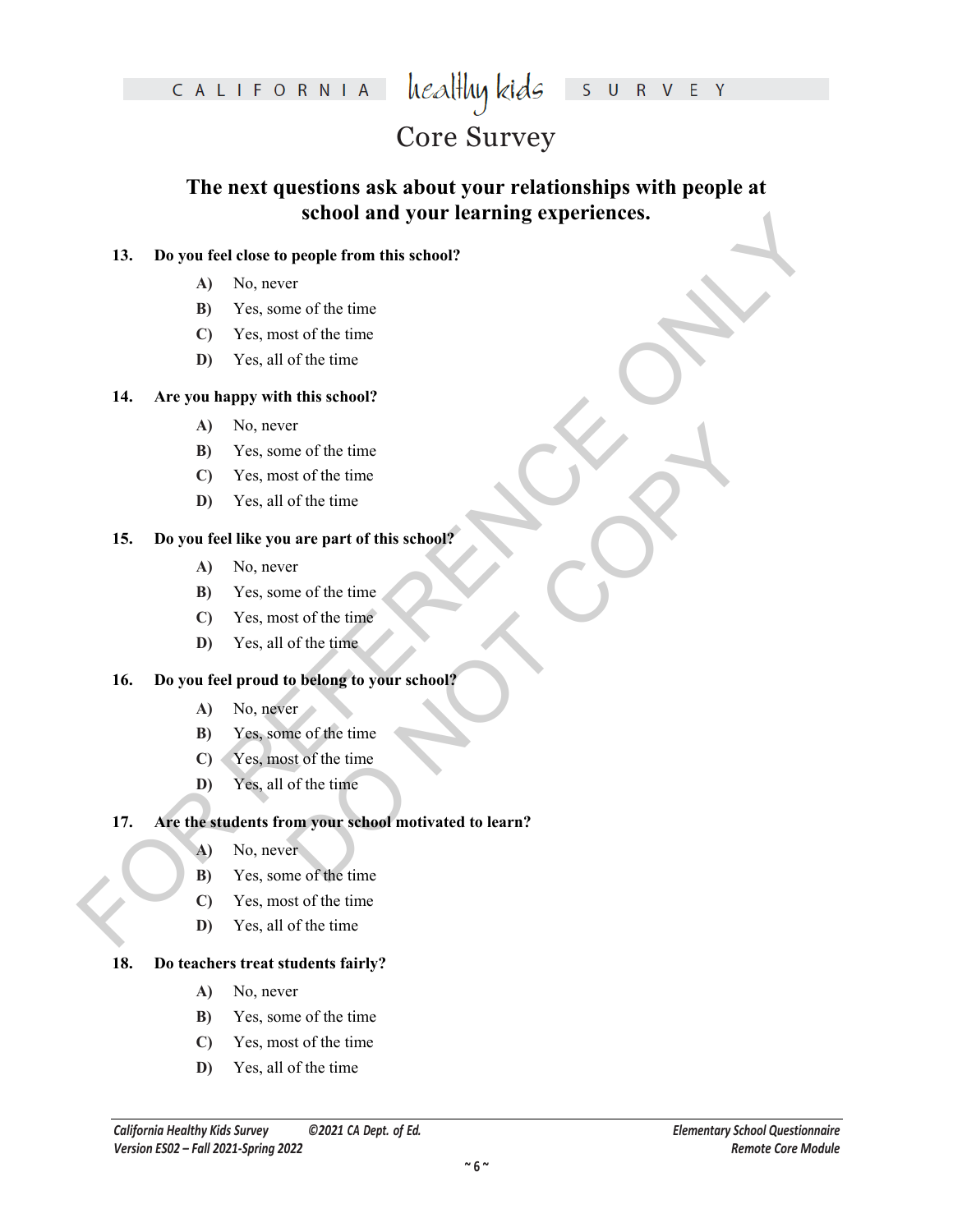## The next questions ask about your relationships with people at school and your learning experiences.

**13. Do you feel close to people from this school?**

- **A)** No, never
- **B)** Yes, some of the time
- **C)** Yes, most of the time
- **D)** Yes, all of the time

**14. Are you happy with this school?**

- **A)** No, never
- **B)** Yes, some of the time
- **C)** Yes, most of the time
- **D)** Yes, all of the time

**15. Do you feel like you are part of this school?**

- **A)** No, never
- **B)** Yes, some of the time
- **C)** Yes, most of the time
- **D)** Yes, all of the time

**16. Do you feel proud to belong to your school?**

- **A)** No, never
- **B)** Yes, some of the time
- **C)** Yes, most of the time
- **D)** Yes, all of the time

**17. Are the students from your school motivated to learn?**

- **A)** No, never
- **B)** Yes, some of the time
- **C)** Yes, most of the time
- **D)** Yes, all of the time

**18. Do teachers treat students fairly?**

- **A)** No, never
- **B)** Yes, some of the time
- **C)** Yes, most of the time
- **D)** Yes, all of the time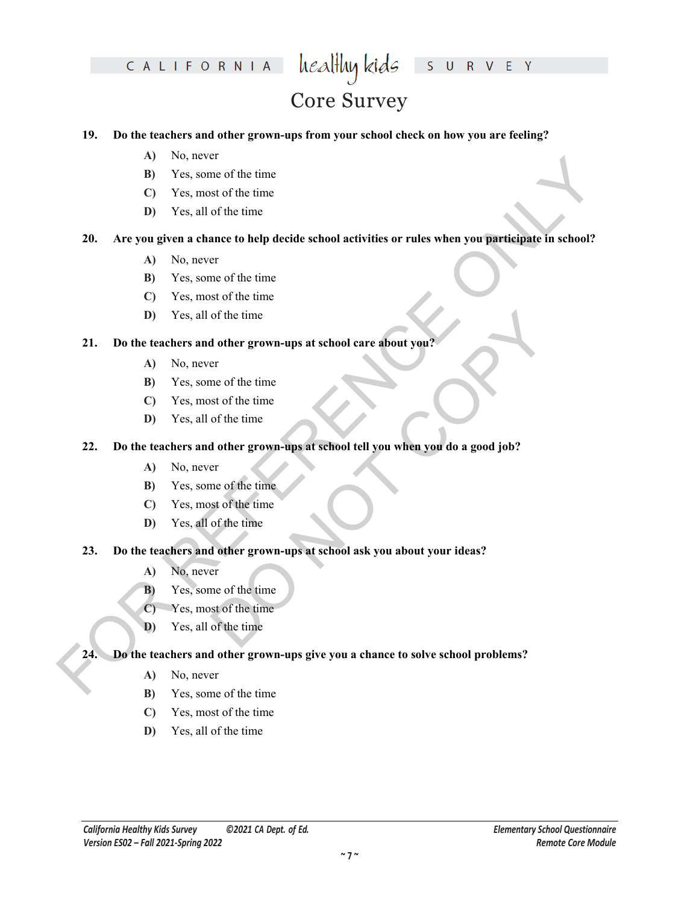**19. Do the teachers and other grown-ups from your school check on how you are feeling?**

- **A)** No, never
- **B)** Yes, some of the time
- **C)** Yes, most of the time
- **D)** Yes, all of the time

**20. Are you given a chance to help decide school activities or rules when you participate in school?**

- **A)** No, never
- **B)** Yes, some of the time
- **C)** Yes, most of the time
- **D)** Yes, all of the time

**21. Do the teachers and other grown-ups at school care about you?**

- **A)** No, never
- **B)** Yes, some of the time
- **C)** Yes, most of the time
- **D)** Yes, all of the time

**22. Do the teachers and other grown-ups at school tell you when you do a good job?**

- **A)** No, never
- **B)** Yes, some of the time
- **C)** Yes, most of the time
- **D)** Yes, all of the time

**23. Do the teachers and other grown-ups at school ask you about your ideas?**

- **A)** No, never
- **B)** Yes, some of the time
- **C)** Yes, most of the time
- **D)** Yes, all of the time

**24. Do the teachers and other grown-ups give you a chance to solve school problems?**

- **A)** No, never
- **B)** Yes, some of the time
- **C)** Yes, most of the time
- **D)** Yes, all of the time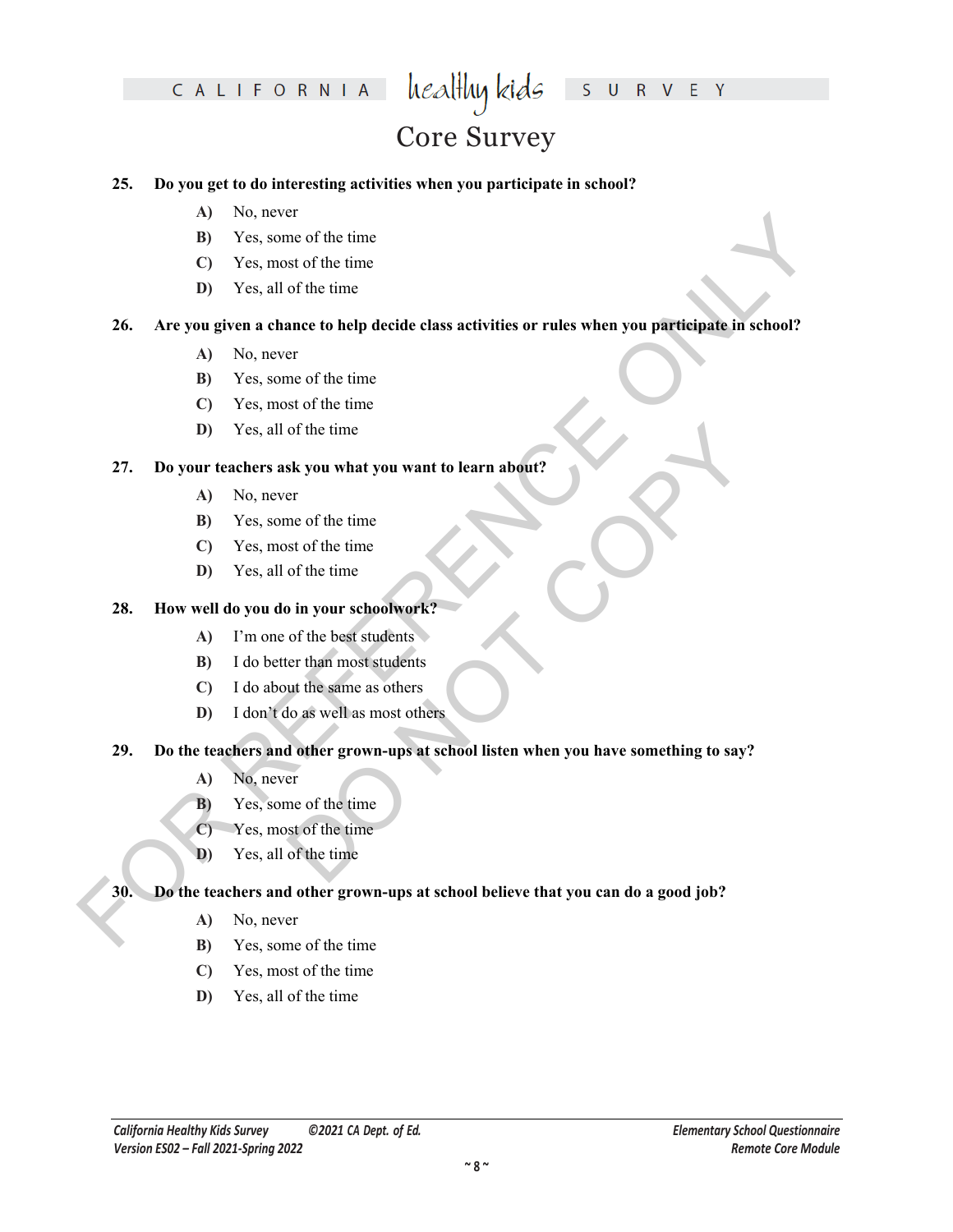**25. Do you get to do interesting activities when you participate in school?**

- **A)** No, never
- **B)** Yes, some of the time
- **C)** Yes, most of the time
- **D)** Yes, all of the time

**26. Are you given a chance to help decide class activities or rules when you participate in school?**

- **A)** No, never
- **B)** Yes, some of the time
- **C)** Yes, most of the time
- **D)** Yes, all of the time

**27. Do your teachers ask you what you want to learn about?**

- **A)** No, never
- **B)** Yes, some of the time
- **C)** Yes, most of the time
- **D)** Yes, all of the time

**28. How well do you do in your schoolwork?**

- **A)** I'm one of the best students
- **B)** I do better than most students
- **C)** I do about the same as others
- **D)** I don't do as well as most others

**29. Do the teachers and other grown-ups at school listen when you have something to say?**

- **A)** No, never
- **B)** Yes, some of the time
- **C)** Yes, most of the time
- **D)** Yes, all of the time

**30. Do the teachers and other grown-ups at school believe that you can do a good job?**

- **A)** No, never
- **B)** Yes, some of the time
- **C)** Yes, most of the time
- **D)** Yes, all of the time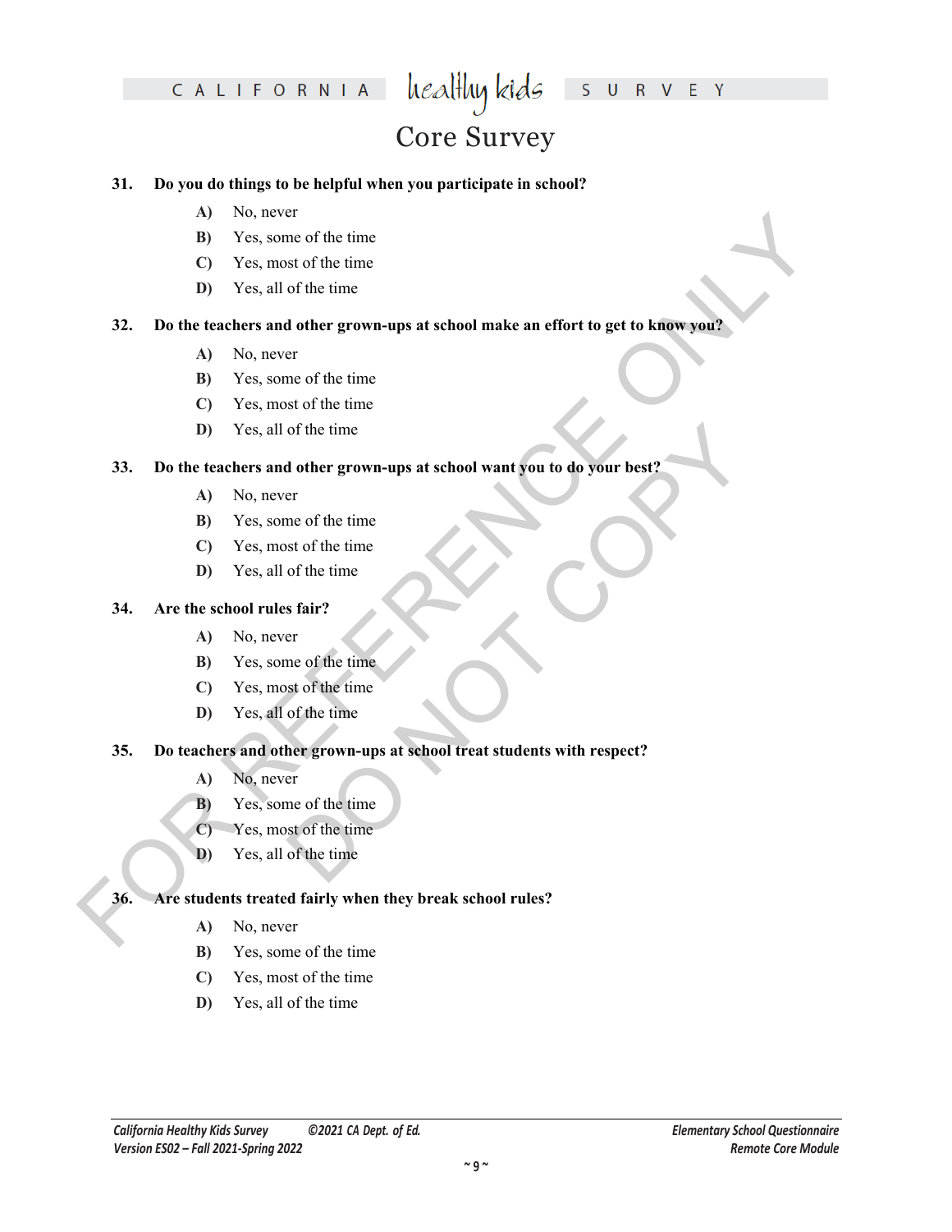**31. Do you do things to be helpful when you participate in school?**

- **A)** No, never
- **B)** Yes, some of the time
- **C)** Yes, most of the time
- **D)** Yes, all of the time

**32. Do the teachers and other grown-ups at school make an effort to get to know you?**

- **A)** No, never
- **B)** Yes, some of the time
- **C)** Yes, most of the time
- **D)** Yes, all of the time

**33. Do the teachers and other grown-ups at school want you to do your best?**

- **A)** No, never
- **B)** Yes, some of the time
- **C)** Yes, most of the time
- **D)** Yes, all of the time

**34. Are the school rules fair?**

- **A)** No, never
- **B)** Yes, some of the time
- **C)** Yes, most of the time
- **D)** Yes, all of the time

**35. Do teachers and other grown-ups at school treat students with respect?**

- **A)** No, never
- **B)** Yes, some of the time
- **C)** Yes, most of the time
- **D)** Yes, all of the time

**36. Are students treated fairly when they break school rules?**

- **A)** No, never
- **B)** Yes, some of the time
- **C)** Yes, most of the time
- **D)** Yes, all of the time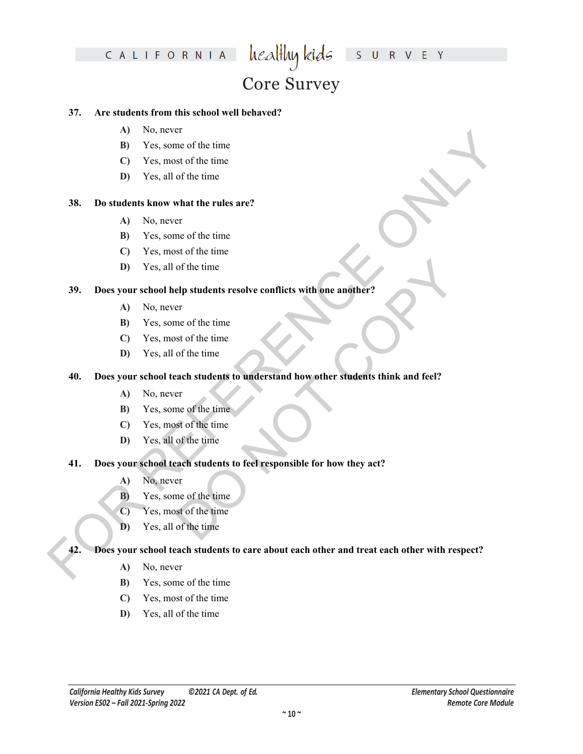**37. Are students from this school well behaved?**

- **A)** No, never
- **B)** Yes, some of the time
- **C)** Yes, most of the time
- **D)** Yes, all of the time

**38. Do students know what the rules are?**

- **A)** No, never
- **B)** Yes, some of the time
- **C)** Yes, most of the time
- **D)** Yes, all of the time

**39. Does your school help students resolve conflicts with one another?**

- **A)** No, never
- **B)** Yes, some of the time
- **C)** Yes, most of the time
- **D)** Yes, all of the time

**40. Does your school teach students to understand how other students think and feel?**

- **A)** No, never
- **B)** Yes, some of the time
- **C)** Yes, most of the time
- **D)** Yes, all of the time

**41. Does your school teach students to feel responsible for how they act?**

- **A)** No, never
- **B)** Yes, some of the time
- **C)** Yes, most of the time
- **D)** Yes, all of the time

**42. Does your school teach students to care about each other and treat each other with respect?**

- **A)** No, never
- **B)** Yes, some of the time
- **C)** Yes, most of the time
- **D)** Yes, all of the time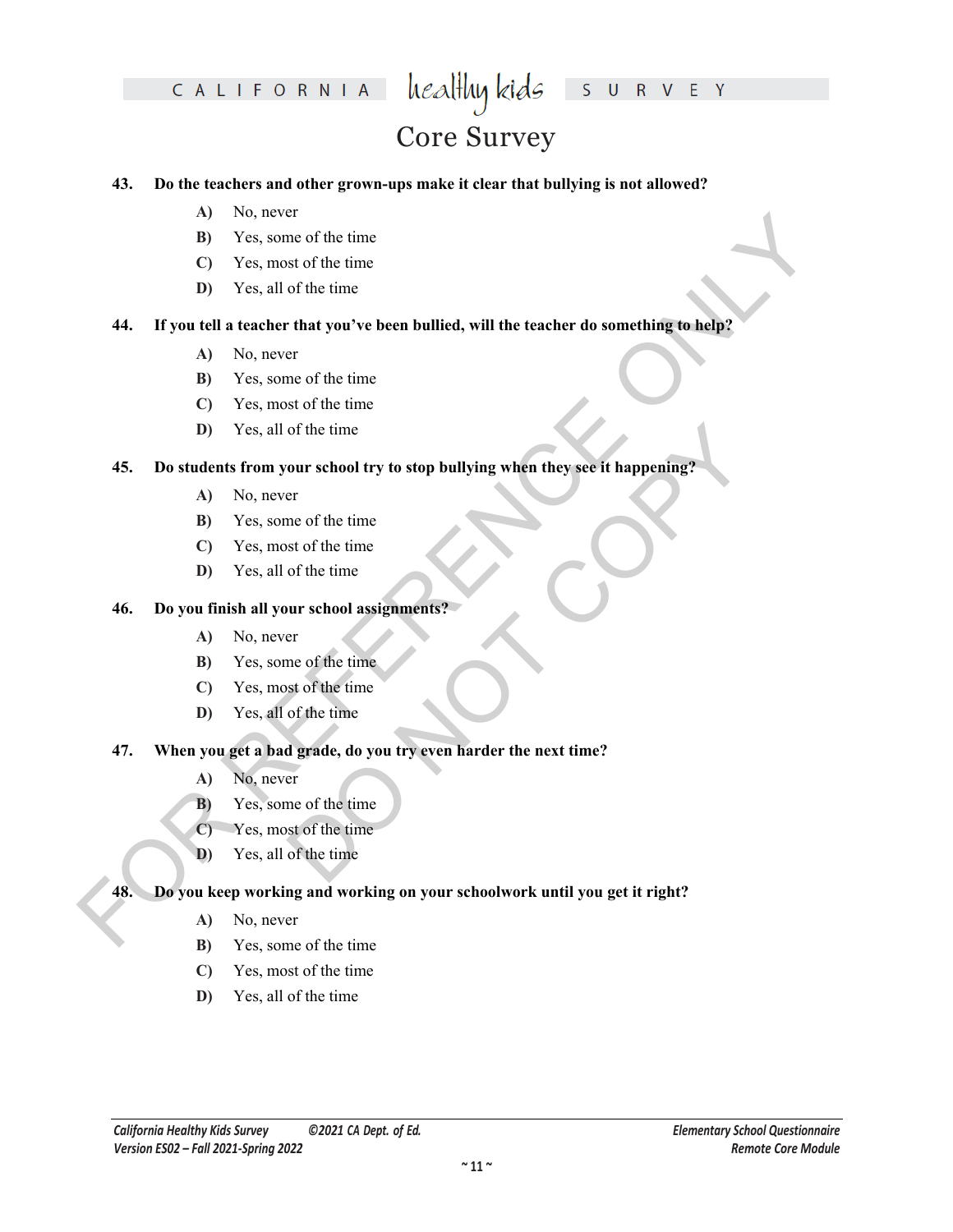**43. Do the teachers and other grown-ups make it clear that bullying is not allowed?**

- **A)** No, never
- **B)** Yes, some of the time
- **C)** Yes, most of the time
- **D)** Yes, all of the time

**44. If you tell a teacher that you've been bullied, will the teacher do something to help?**

- **A)** No, never
- **B)** Yes, some of the time
- **C)** Yes, most of the time
- **D)** Yes, all of the time

**45. Do students from your school try to stop bullying when they see it happening?**

- **A)** No, never
- **B)** Yes, some of the time
- **C)** Yes, most of the time
- **D)** Yes, all of the time

**46. Do you finish all your school assignments?**

- **A)** No, never
- **B)** Yes, some of the time
- **C)** Yes, most of the time
- **D)** Yes, all of the time

**47. When you get a bad grade, do you try even harder the next time?**

- **A)** No, never
- **B)** Yes, some of the time
- **C)** Yes, most of the time
- **D)** Yes, all of the time

**48. Do you keep working and working on your schoolwork until you get it right?**

- **A)** No, never
- **B)** Yes, some of the time
- **C)** Yes, most of the time
- **D)** Yes, all of the time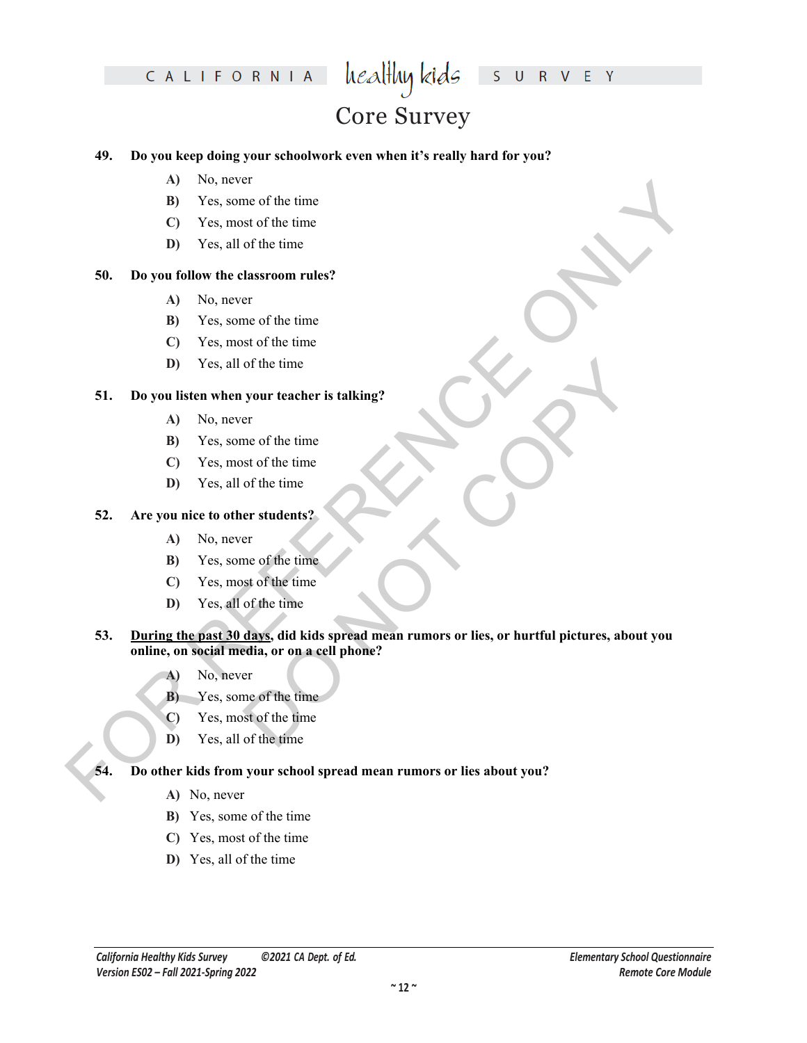**49. Do you keep doing your schoolwork even when it's really hard for you?**

- **A)** No, never
- **B)** Yes, some of the time
- **C)** Yes, most of the time
- **D)** Yes, all of the time

**50. Do you follow the classroom rules?**

- **A)** No, never
- **B)** Yes, some of the time
- **C)** Yes, most of the time
- **D)** Yes, all of the time

**51. Do you listen when your teacher is talking?**

- **A)** No, never
- **B)** Yes, some of the time
- **C)** Yes, most of the time
- **D)** Yes, all of the time

**52. Are you nice to other students?**

- **A)** No, never
- **B)** Yes, some of the time
- **C)** Yes, most of the time
- **D)** Yes, all of the time

**53. <u>During the past 30 days</u>, did kids spread mean rumors or lies, or hurtful pictures, about you online, on social media, or on a cell phone?**

- **A)** No, never
- **B)** Yes, some of the time
- **C)** Yes, most of the time
- **D)** Yes, all of the time

**54. Do other kids from your school spread mean rumors or lies about you?**

- **A)** No, never
- **B)** Yes, some of the time
- **C)** Yes, most of the time
- **D)** Yes, all of the time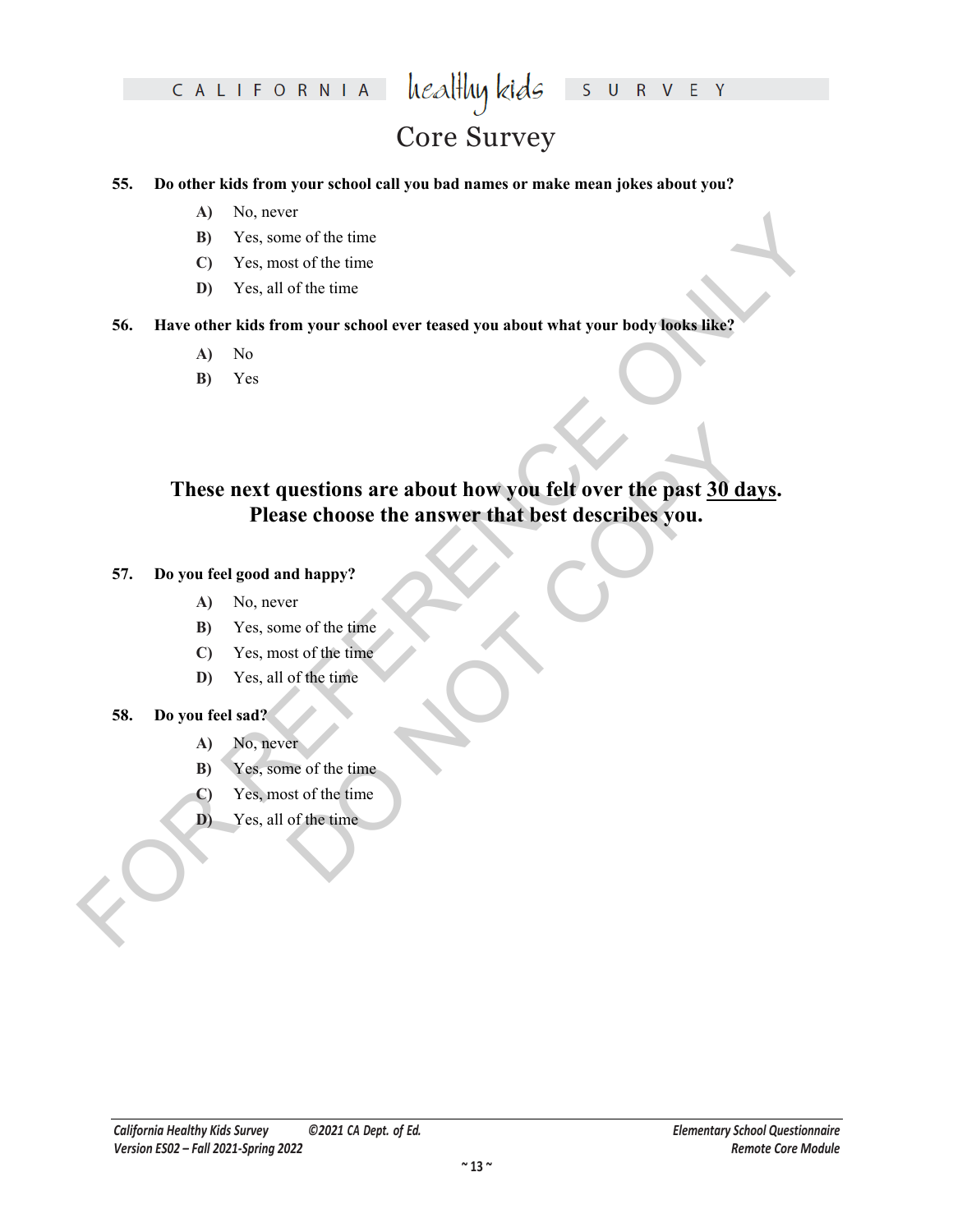**55. Do other kids from your school call you bad names or make mean jokes about you?**

- **A)** No, never
- **B)** Yes, some of the time
- **C)** Yes, most of the time
- **D)** Yes, all of the time

**56. Have other kids from your school ever teased you about what your body looks like?**

- **A)** No
- **B)** Yes

## These next questions are about how you felt over the past 30 days. Please choose the answer that best describes you.

**57. Do you feel good and happy?**

- **A)** No, never
- **B)** Yes, some of the time
- **C)** Yes, most of the time
- **D)** Yes, all of the time

**58. Do you feel sad?**

- **A)** No, never
- **B)** Yes, some of the time
- **C)** Yes, most of the time
- **D)** Yes, all of the time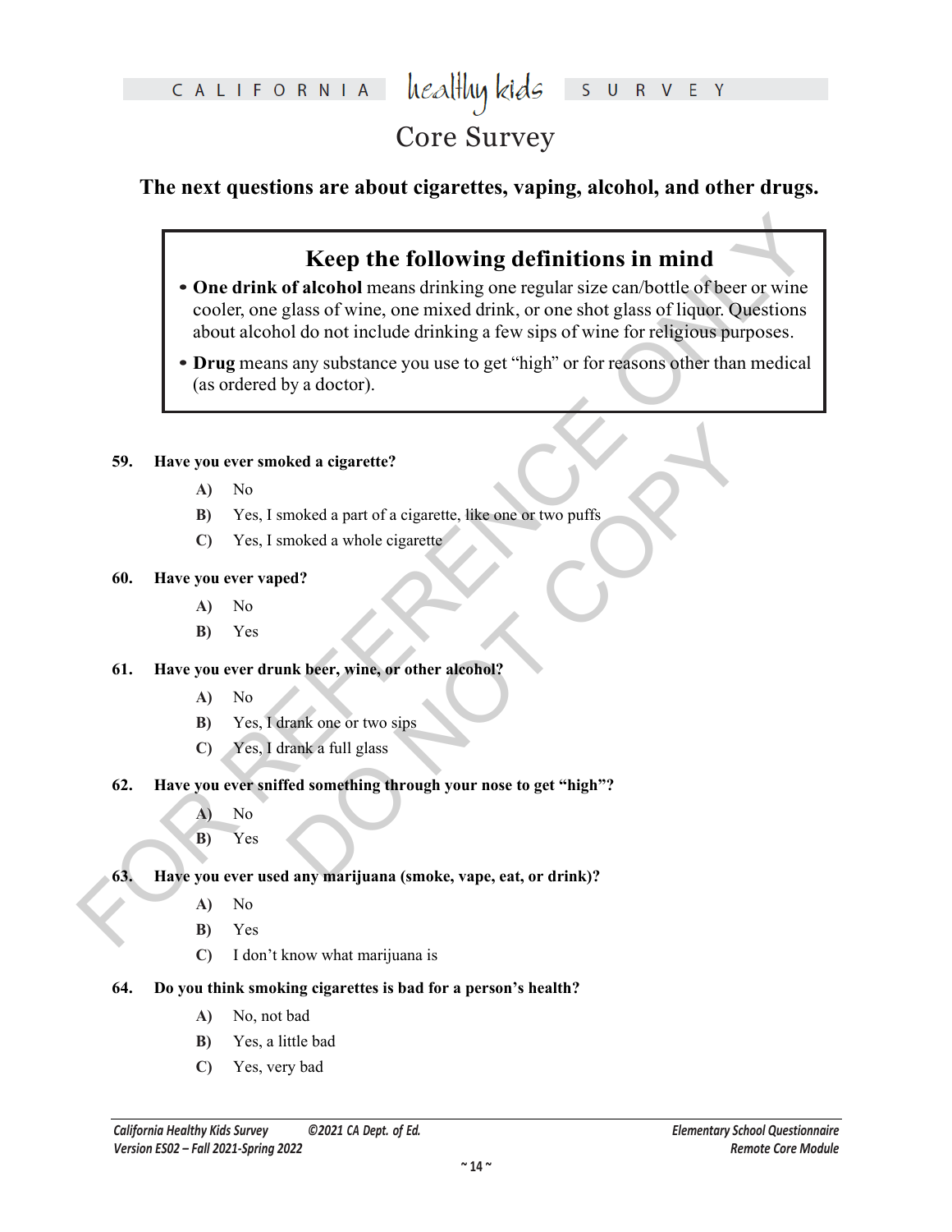## The next questions are about cigarettes, vaping, alcohol, and other drugs.

> **Keep the following definitions in mind**
>
> - **One drink of alcohol** means drinking one regular size can/bottle of beer or wine cooler, one glass of wine, one mixed drink, or one shot glass of liquor. Questions about alcohol do not include drinking a few sips of wine for religious purposes.
> - **Drug** means any substance you use to get "high" or for reasons other than medical (as ordered by a doctor).

**59. Have you ever smoked a cigarette?**

- **A)** No
- **B)** Yes, I smoked a part of a cigarette, like one or two puffs
- **C)** Yes, I smoked a whole cigarette

**60. Have you ever vaped?**

- **A)** No
- **B)** Yes

**61. Have you ever drunk beer, wine, or other alcohol?**

- **A)** No
- **B)** Yes, I drank one or two sips
- **C)** Yes, I drank a full glass

**62. Have you ever sniffed something through your nose to get "high"?**

- **A)** No
- **B)** Yes

**63. Have you ever used any marijuana (smoke, vape, eat, or drink)?**

- **A)** No
- **B)** Yes
- **C)** I don't know what marijuana is

**64. Do you think smoking cigarettes is bad for a person's health?**

- **A)** No, not bad
- **B)** Yes, a little bad
- **C)** Yes, very bad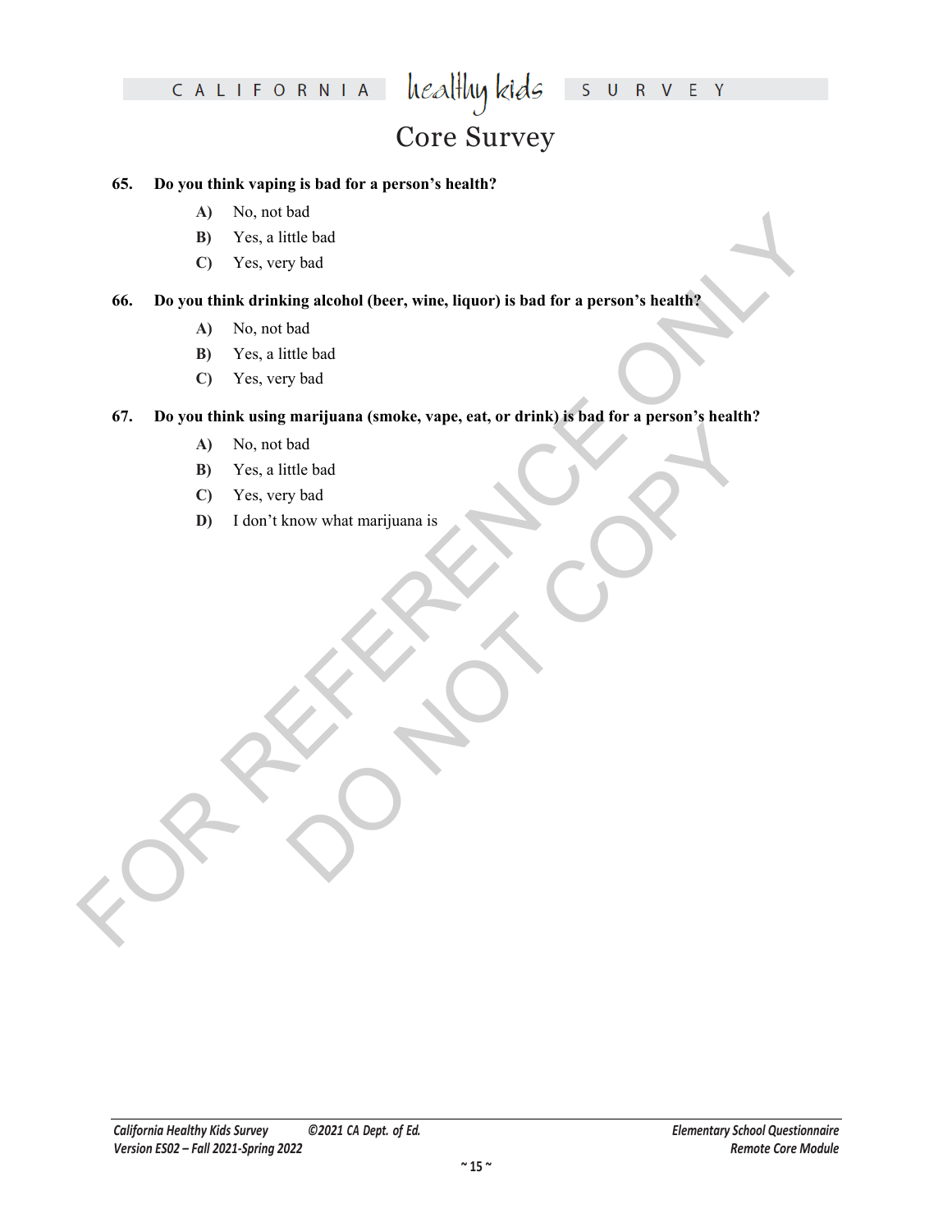**65. Do you think vaping is bad for a person's health?**

- **A)** No, not bad
- **B)** Yes, a little bad
- **C)** Yes, very bad

**66. Do you think drinking alcohol (beer, wine, liquor) is bad for a person's health?**

- **A)** No, not bad
- **B)** Yes, a little bad
- **C)** Yes, very bad

**67. Do you think using marijuana (smoke, vape, eat, or drink) is bad for a person's health?**

- **A)** No, not bad
- **B)** Yes, a little bad
- **C)** Yes, very bad
- **D)** I don't know what marijuana is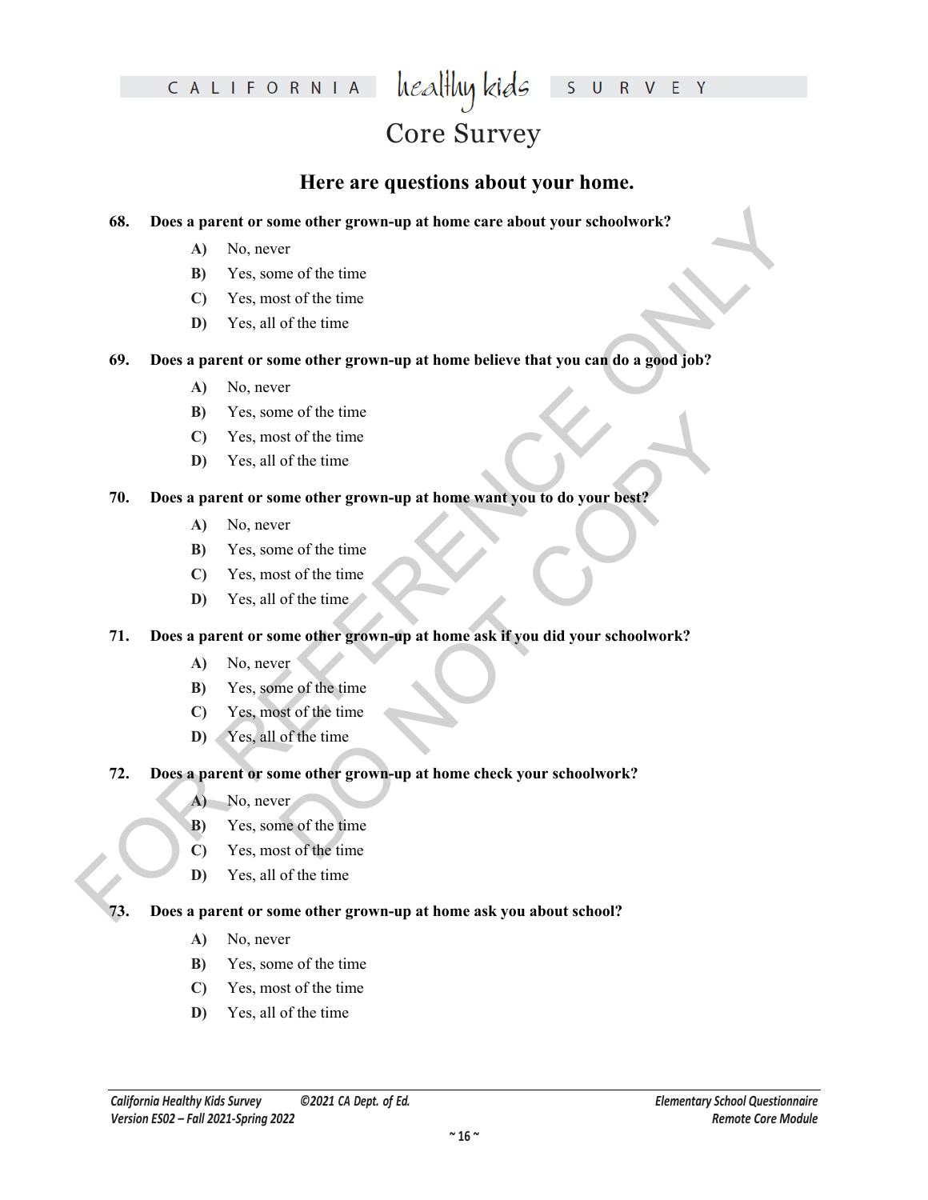## Here are questions about your home.

**68. Does a parent or some other grown-up at home care about your schoolwork?**

- **A)** No, never
- **B)** Yes, some of the time
- **C)** Yes, most of the time
- **D)** Yes, all of the time

**69. Does a parent or some other grown-up at home believe that you can do a good job?**

- **A)** No, never
- **B)** Yes, some of the time
- **C)** Yes, most of the time
- **D)** Yes, all of the time

**70. Does a parent or some other grown-up at home want you to do your best?**

- **A)** No, never
- **B)** Yes, some of the time
- **C)** Yes, most of the time
- **D)** Yes, all of the time

**71. Does a parent or some other grown-up at home ask if you did your schoolwork?**

- **A)** No, never
- **B)** Yes, some of the time
- **C)** Yes, most of the time
- **D)** Yes, all of the time

**72. Does a parent or some other grown-up at home check your schoolwork?**

- **A)** No, never
- **B)** Yes, some of the time
- **C)** Yes, most of the time
- **D)** Yes, all of the time

**73. Does a parent or some other grown-up at home ask you about school?**

- **A)** No, never
- **B)** Yes, some of the time
- **C)** Yes, most of the time
- **D)** Yes, all of the time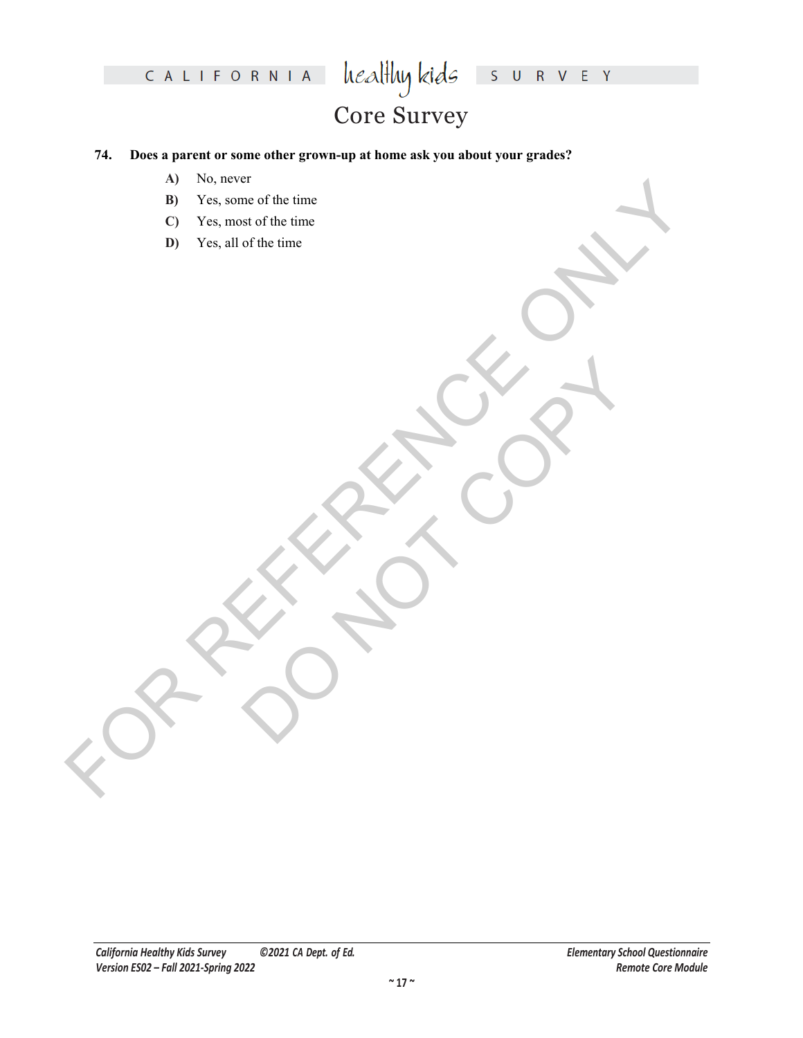**74. Does a parent or some other grown-up at home ask you about your grades?**

- **A)** No, never
- **B)** Yes, some of the time
- **C)** Yes, most of the time
- **D)** Yes, all of the time